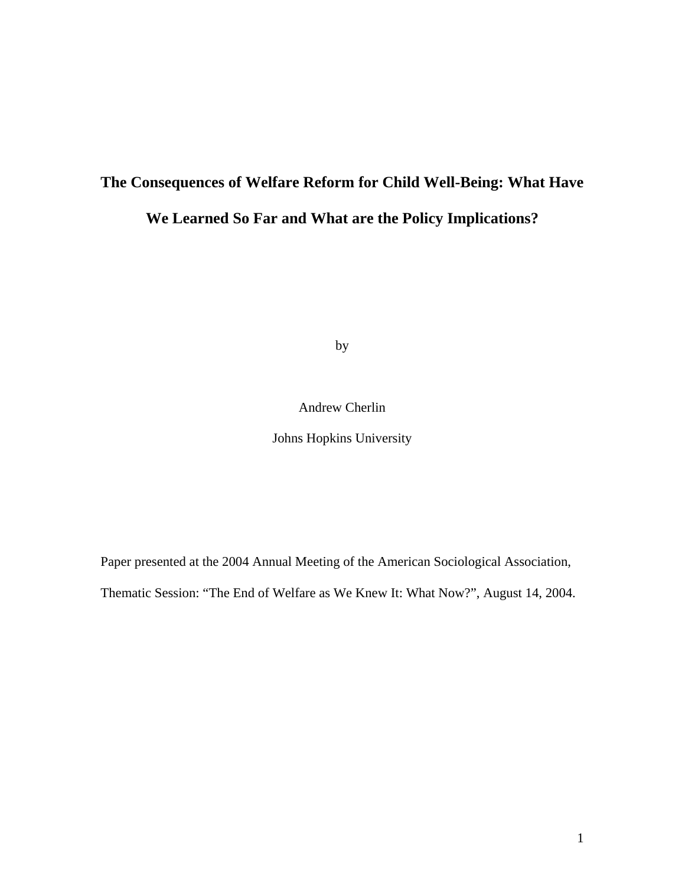# The Consequences of Welfare Reform for Child Well-Being: What Have We Learned So Far and What are the Policy Implications?

by

Andrew Cherlin

Johns Hopkins University

Paper presented at the 2004 Annual Meeting of the American Sociological Association, Thematic Session: “The End of Welfare as We Knew It: What Now?”, August 14, 2004.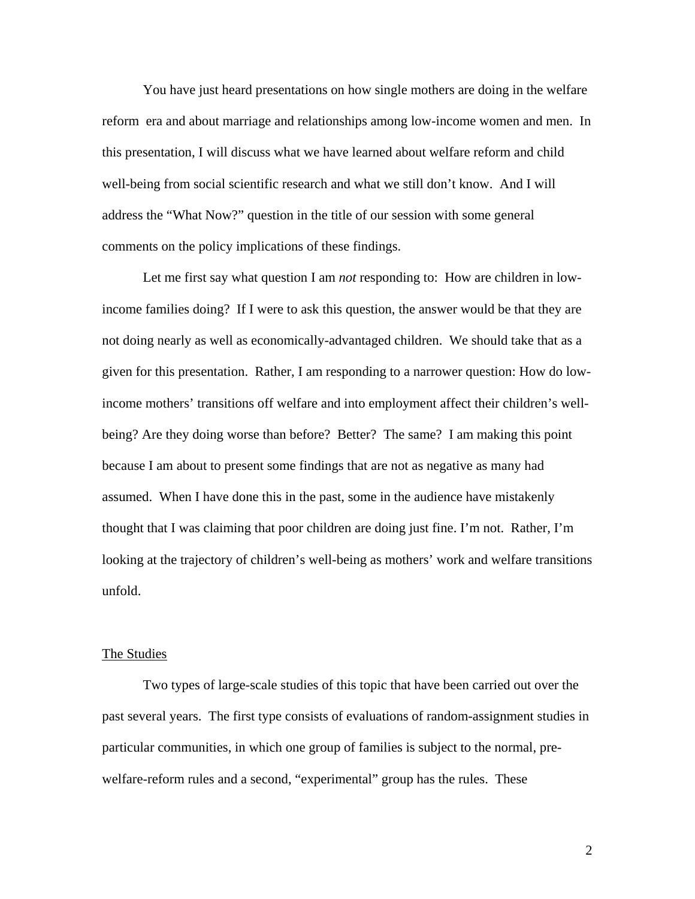You have just heard presentations on how single mothers are doing in the welfare reform era and about marriage and relationships among low-income women and men. In this presentation, I will discuss what we have learned about welfare reform and child well-being from social scientific research and what we still don't know. And I will address the "What Now?" question in the title of our session with some general comments on the policy implications of these findings.

Let me first say what question I am *not* responding to: How are children in low-income families doing? If I were to ask this question, the answer would be that they are not doing nearly as well as economically-advantaged children. We should take that as a given for this presentation. Rather, I am responding to a narrower question: How do low-income mothers' transitions off welfare and into employment affect their children's well-being? Are they doing worse than before? Better? The same? I am making this point because I am about to present some findings that are not as negative as many had assumed. When I have done this in the past, some in the audience have mistakenly thought that I was claiming that poor children are doing just fine. I'm not. Rather, I'm looking at the trajectory of children's well-being as mothers' work and welfare transitions unfold.

## The Studies

Two types of large-scale studies of this topic that have been carried out over the past several years. The first type consists of evaluations of random-assignment studies in particular communities, in which one group of families is subject to the normal, pre-welfare-reform rules and a second, "experimental" group has the rules. These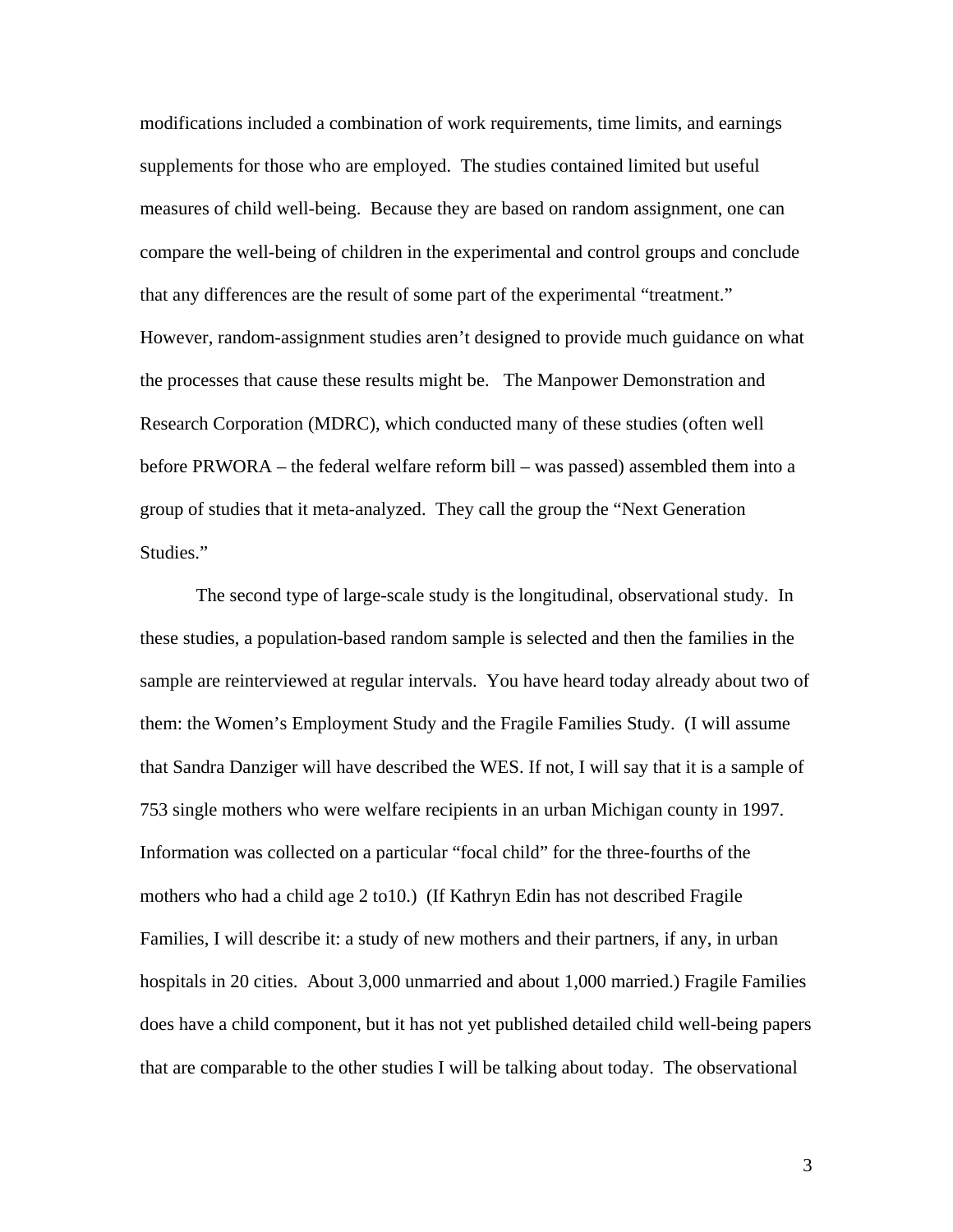modifications included a combination of work requirements, time limits, and earnings supplements for those who are employed. The studies contained limited but useful measures of child well-being. Because they are based on random assignment, one can compare the well-being of children in the experimental and control groups and conclude that any differences are the result of some part of the experimental "treatment." However, random-assignment studies aren't designed to provide much guidance on what the processes that cause these results might be. The Manpower Demonstration and Research Corporation (MDRC), which conducted many of these studies (often well before PRWORA – the federal welfare reform bill – was passed) assembled them into a group of studies that it meta-analyzed. They call the group the "Next Generation Studies."

The second type of large-scale study is the longitudinal, observational study. In these studies, a population-based random sample is selected and then the families in the sample are reinterviewed at regular intervals. You have heard today already about two of them: the Women's Employment Study and the Fragile Families Study. (I will assume that Sandra Danziger will have described the WES. If not, I will say that it is a sample of 753 single mothers who were welfare recipients in an urban Michigan county in 1997. Information was collected on a particular "focal child" for the three-fourths of the mothers who had a child age 2 to10.) (If Kathryn Edin has not described Fragile Families, I will describe it: a study of new mothers and their partners, if any, in urban hospitals in 20 cities. About 3,000 unmarried and about 1,000 married.) Fragile Families does have a child component, but it has not yet published detailed child well-being papers that are comparable to the other studies I will be talking about today. The observational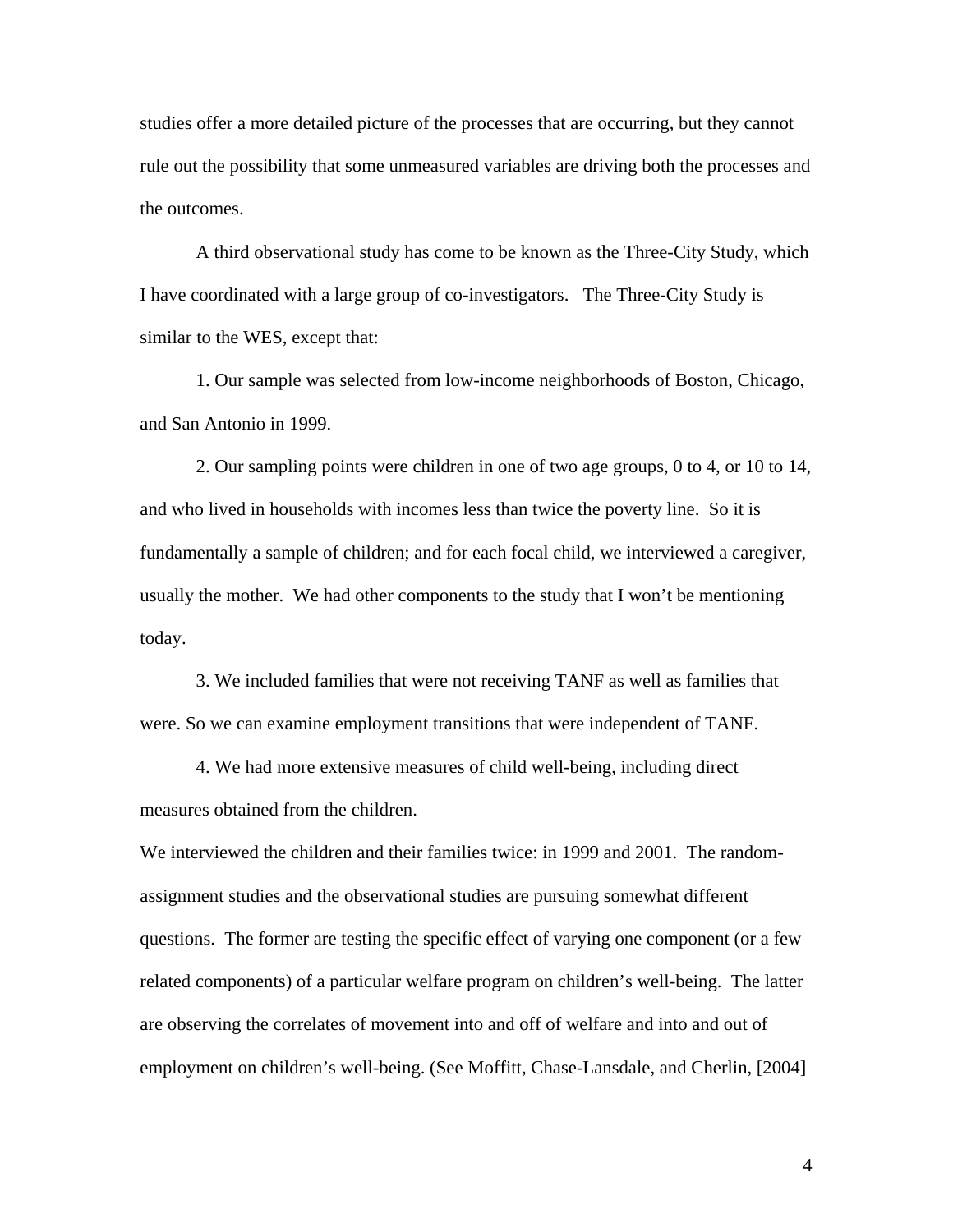studies offer a more detailed picture of the processes that are occurring, but they cannot rule out the possibility that some unmeasured variables are driving both the processes and the outcomes.

A third observational study has come to be known as the Three-City Study, which I have coordinated with a large group of co-investigators. The Three-City Study is similar to the WES, except that:

1. Our sample was selected from low-income neighborhoods of Boston, Chicago, and San Antonio in 1999.

2. Our sampling points were children in one of two age groups, 0 to 4, or 10 to 14, and who lived in households with incomes less than twice the poverty line. So it is fundamentally a sample of children; and for each focal child, we interviewed a caregiver, usually the mother. We had other components to the study that I won't be mentioning today.

3. We included families that were not receiving TANF as well as families that were. So we can examine employment transitions that were independent of TANF.

4. We had more extensive measures of child well-being, including direct measures obtained from the children.

We interviewed the children and their families twice: in 1999 and 2001. The random-assignment studies and the observational studies are pursuing somewhat different questions. The former are testing the specific effect of varying one component (or a few related components) of a particular welfare program on children's well-being. The latter are observing the correlates of movement into and off of welfare and into and out of employment on children's well-being. (See Moffitt, Chase-Lansdale, and Cherlin, [2004]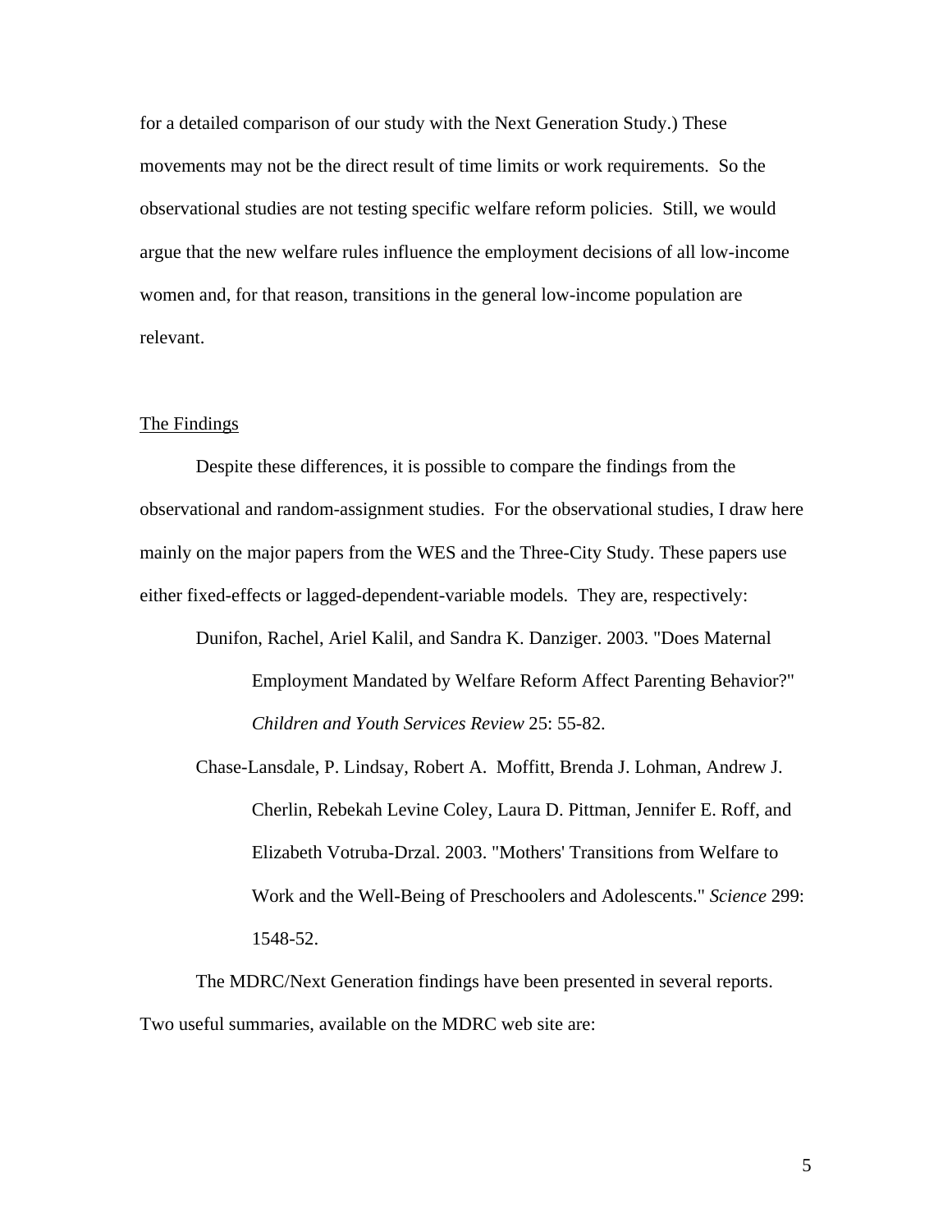for a detailed comparison of our study with the Next Generation Study.) These movements may not be the direct result of time limits or work requirements. So the observational studies are not testing specific welfare reform policies. Still, we would argue that the new welfare rules influence the employment decisions of all low-income women and, for that reason, transitions in the general low-income population are relevant.

## The Findings

Despite these differences, it is possible to compare the findings from the observational and random-assignment studies. For the observational studies, I draw here mainly on the major papers from the WES and the Three-City Study. These papers use either fixed-effects or lagged-dependent-variable models. They are, respectively:

Dunifon, Rachel, Ariel Kalil, and Sandra K. Danziger. 2003. "Does Maternal Employment Mandated by Welfare Reform Affect Parenting Behavior?" *Children and Youth Services Review* 25: 55-82.

Chase-Lansdale, P. Lindsay, Robert A. Moffitt, Brenda J. Lohman, Andrew J. Cherlin, Rebekah Levine Coley, Laura D. Pittman, Jennifer E. Roff, and Elizabeth Votruba-Drzal. 2003. "Mothers' Transitions from Welfare to Work and the Well-Being of Preschoolers and Adolescents." *Science* 299: 1548-52.

The MDRC/Next Generation findings have been presented in several reports. Two useful summaries, available on the MDRC web site are: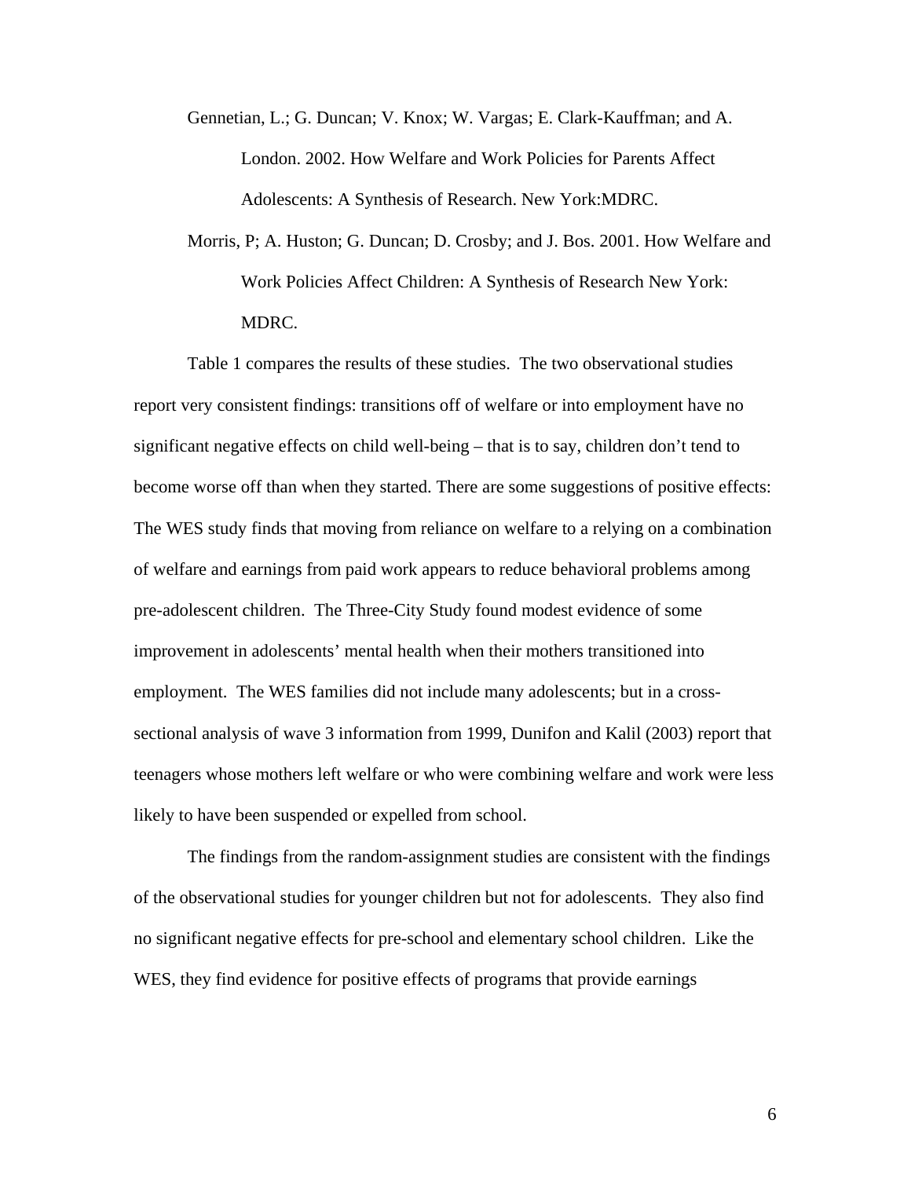Gennetian, L.; G. Duncan; V. Knox; W. Vargas; E. Clark-Kauffman; and A. London. 2002. How Welfare and Work Policies for Parents Affect Adolescents: A Synthesis of Research. New York:MDRC.

Morris, P; A. Huston; G. Duncan; D. Crosby; and J. Bos. 2001. How Welfare and Work Policies Affect Children: A Synthesis of Research New York: MDRC.

Table 1 compares the results of these studies. The two observational studies report very consistent findings: transitions off of welfare or into employment have no significant negative effects on child well-being – that is to say, children don't tend to become worse off than when they started. There are some suggestions of positive effects: The WES study finds that moving from reliance on welfare to a relying on a combination of welfare and earnings from paid work appears to reduce behavioral problems among pre-adolescent children. The Three-City Study found modest evidence of some improvement in adolescents' mental health when their mothers transitioned into employment. The WES families did not include many adolescents; but in a cross-sectional analysis of wave 3 information from 1999, Dunifon and Kalil (2003) report that teenagers whose mothers left welfare or who were combining welfare and work were less likely to have been suspended or expelled from school.

The findings from the random-assignment studies are consistent with the findings of the observational studies for younger children but not for adolescents. They also find no significant negative effects for pre-school and elementary school children. Like the WES, they find evidence for positive effects of programs that provide earnings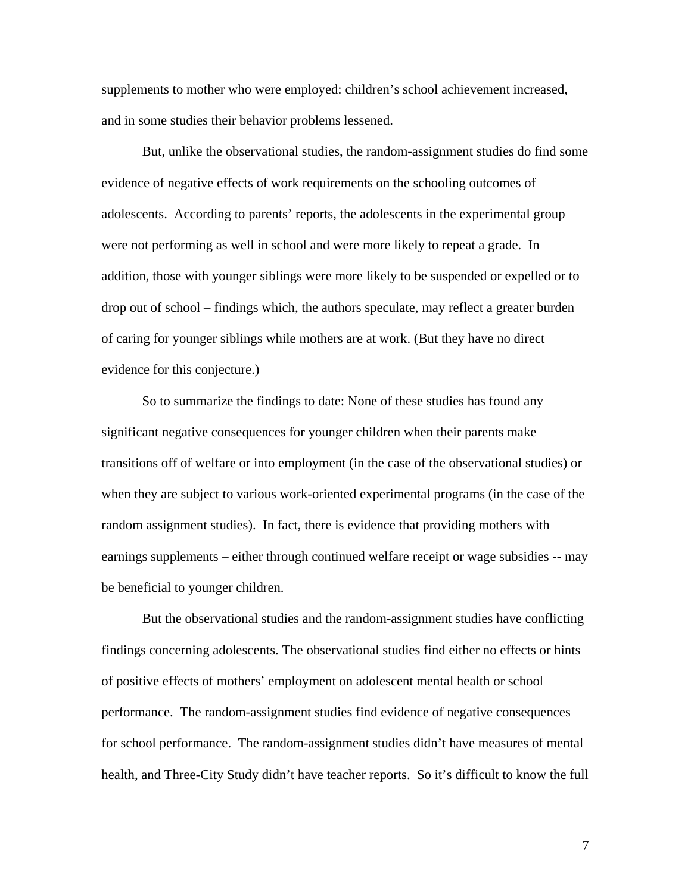supplements to mother who were employed: children's school achievement increased, and in some studies their behavior problems lessened.

But, unlike the observational studies, the random-assignment studies do find some evidence of negative effects of work requirements on the schooling outcomes of adolescents. According to parents' reports, the adolescents in the experimental group were not performing as well in school and were more likely to repeat a grade. In addition, those with younger siblings were more likely to be suspended or expelled or to drop out of school – findings which, the authors speculate, may reflect a greater burden of caring for younger siblings while mothers are at work. (But they have no direct evidence for this conjecture.)

So to summarize the findings to date: None of these studies has found any significant negative consequences for younger children when their parents make transitions off of welfare or into employment (in the case of the observational studies) or when they are subject to various work-oriented experimental programs (in the case of the random assignment studies). In fact, there is evidence that providing mothers with earnings supplements – either through continued welfare receipt or wage subsidies -- may be beneficial to younger children.

But the observational studies and the random-assignment studies have conflicting findings concerning adolescents. The observational studies find either no effects or hints of positive effects of mothers' employment on adolescent mental health or school performance. The random-assignment studies find evidence of negative consequences for school performance. The random-assignment studies didn't have measures of mental health, and Three-City Study didn't have teacher reports. So it's difficult to know the full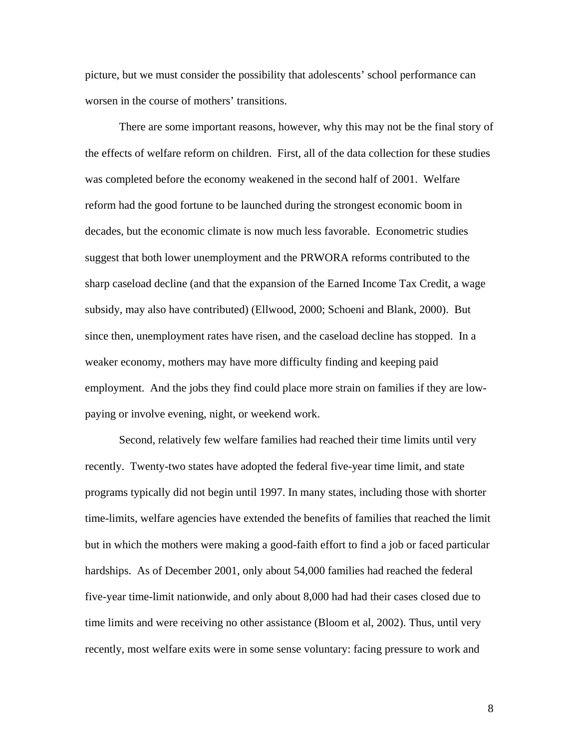picture, but we must consider the possibility that adolescents' school performance can worsen in the course of mothers' transitions.

There are some important reasons, however, why this may not be the final story of the effects of welfare reform on children. First, all of the data collection for these studies was completed before the economy weakened in the second half of 2001. Welfare reform had the good fortune to be launched during the strongest economic boom in decades, but the economic climate is now much less favorable. Econometric studies suggest that both lower unemployment and the PRWORA reforms contributed to the sharp caseload decline (and that the expansion of the Earned Income Tax Credit, a wage subsidy, may also have contributed) (Ellwood, 2000; Schoeni and Blank, 2000). But since then, unemployment rates have risen, and the caseload decline has stopped. In a weaker economy, mothers may have more difficulty finding and keeping paid employment. And the jobs they find could place more strain on families if they are low-paying or involve evening, night, or weekend work.

Second, relatively few welfare families had reached their time limits until very recently. Twenty-two states have adopted the federal five-year time limit, and state programs typically did not begin until 1997. In many states, including those with shorter time-limits, welfare agencies have extended the benefits of families that reached the limit but in which the mothers were making a good-faith effort to find a job or faced particular hardships. As of December 2001, only about 54,000 families had reached the federal five-year time-limit nationwide, and only about 8,000 had had their cases closed due to time limits and were receiving no other assistance (Bloom et al, 2002). Thus, until very recently, most welfare exits were in some sense voluntary: facing pressure to work and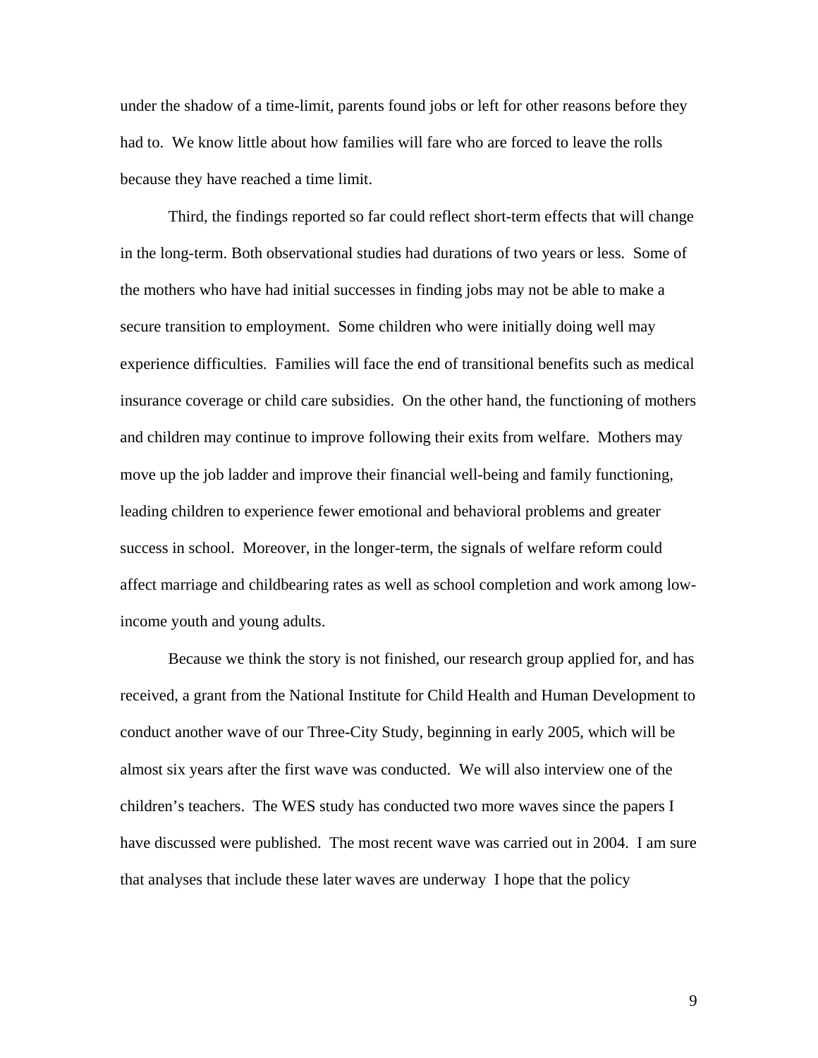under the shadow of a time-limit, parents found jobs or left for other reasons before they had to. We know little about how families will fare who are forced to leave the rolls because they have reached a time limit.

Third, the findings reported so far could reflect short-term effects that will change in the long-term. Both observational studies had durations of two years or less. Some of the mothers who have had initial successes in finding jobs may not be able to make a secure transition to employment. Some children who were initially doing well may experience difficulties. Families will face the end of transitional benefits such as medical insurance coverage or child care subsidies. On the other hand, the functioning of mothers and children may continue to improve following their exits from welfare. Mothers may move up the job ladder and improve their financial well-being and family functioning, leading children to experience fewer emotional and behavioral problems and greater success in school. Moreover, in the longer-term, the signals of welfare reform could affect marriage and childbearing rates as well as school completion and work among low-income youth and young adults.

Because we think the story is not finished, our research group applied for, and has received, a grant from the National Institute for Child Health and Human Development to conduct another wave of our Three-City Study, beginning in early 2005, which will be almost six years after the first wave was conducted. We will also interview one of the children's teachers. The WES study has conducted two more waves since the papers I have discussed were published. The most recent wave was carried out in 2004. I am sure that analyses that include these later waves are underway I hope that the policy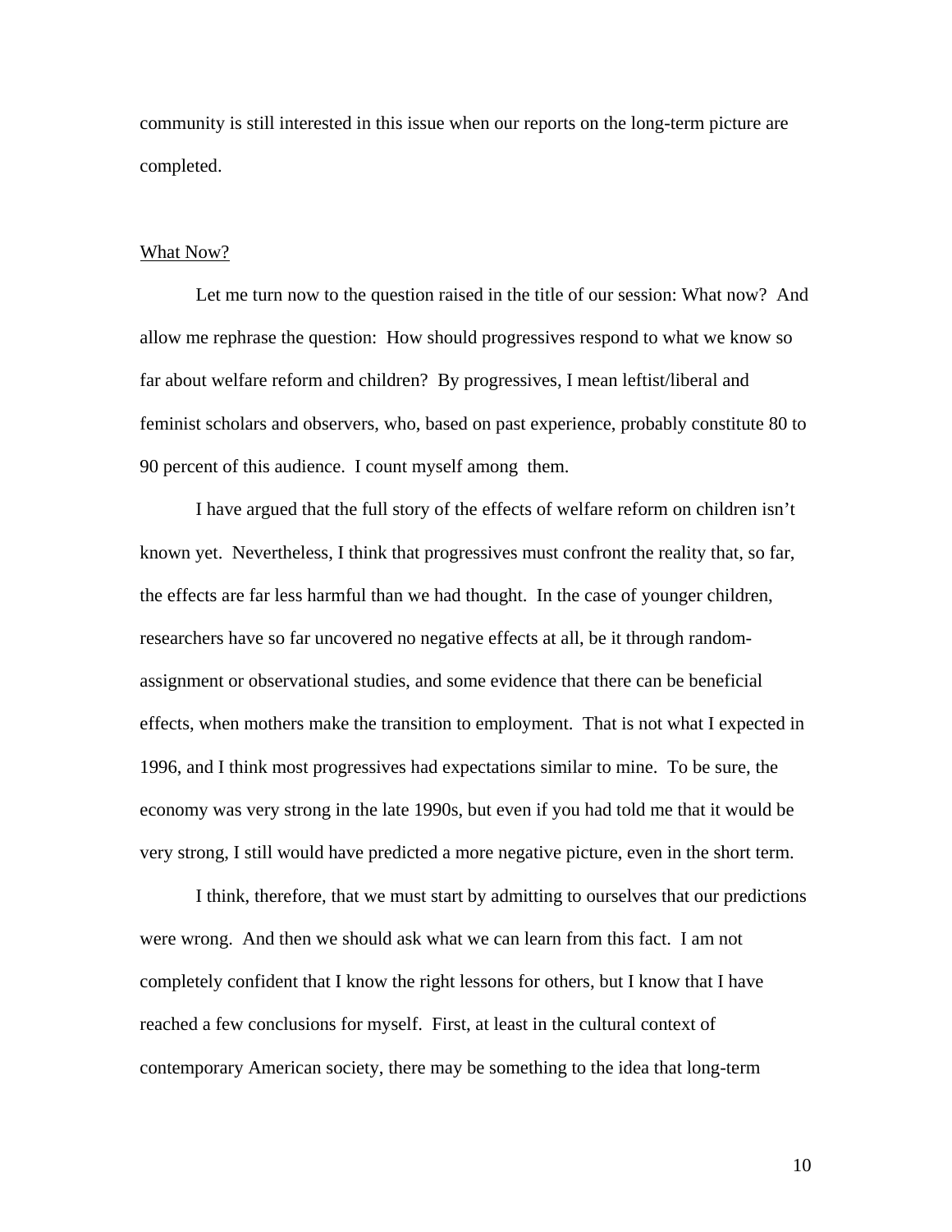community is still interested in this issue when our reports on the long-term picture are completed.

## What Now?

Let me turn now to the question raised in the title of our session: What now? And allow me rephrase the question: How should progressives respond to what we know so far about welfare reform and children? By progressives, I mean leftist/liberal and feminist scholars and observers, who, based on past experience, probably constitute 80 to 90 percent of this audience. I count myself among them.

I have argued that the full story of the effects of welfare reform on children isn't known yet. Nevertheless, I think that progressives must confront the reality that, so far, the effects are far less harmful than we had thought. In the case of younger children, researchers have so far uncovered no negative effects at all, be it through random-assignment or observational studies, and some evidence that there can be beneficial effects, when mothers make the transition to employment. That is not what I expected in 1996, and I think most progressives had expectations similar to mine. To be sure, the economy was very strong in the late 1990s, but even if you had told me that it would be very strong, I still would have predicted a more negative picture, even in the short term.

I think, therefore, that we must start by admitting to ourselves that our predictions were wrong. And then we should ask what we can learn from this fact. I am not completely confident that I know the right lessons for others, but I know that I have reached a few conclusions for myself. First, at least in the cultural context of contemporary American society, there may be something to the idea that long-term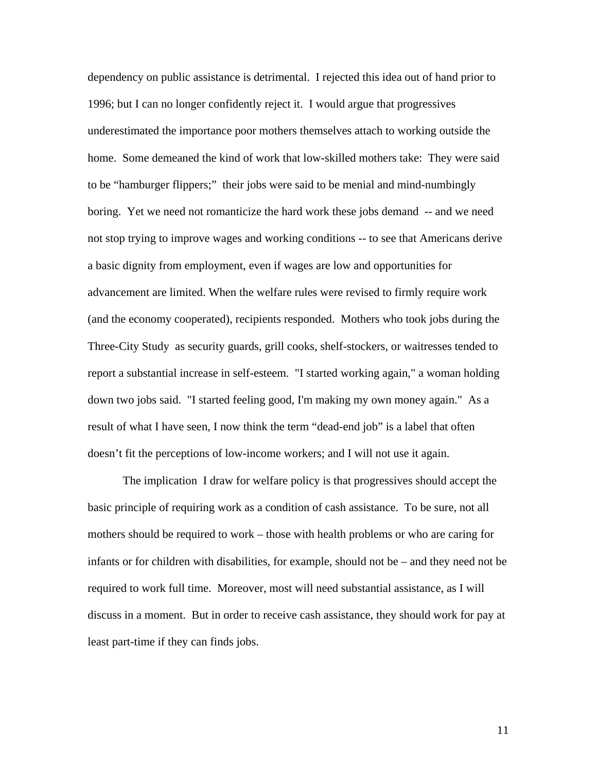dependency on public assistance is detrimental. I rejected this idea out of hand prior to 1996; but I can no longer confidently reject it. I would argue that progressives underestimated the importance poor mothers themselves attach to working outside the home. Some demeaned the kind of work that low-skilled mothers take: They were said to be "hamburger flippers;" their jobs were said to be menial and mind-numbingly boring. Yet we need not romanticize the hard work these jobs demand -- and we need not stop trying to improve wages and working conditions -- to see that Americans derive a basic dignity from employment, even if wages are low and opportunities for advancement are limited. When the welfare rules were revised to firmly require work (and the economy cooperated), recipients responded. Mothers who took jobs during the Three-City Study as security guards, grill cooks, shelf-stockers, or waitresses tended to report a substantial increase in self-esteem. "I started working again," a woman holding down two jobs said. "I started feeling good, I'm making my own money again." As a result of what I have seen, I now think the term "dead-end job" is a label that often doesn't fit the perceptions of low-income workers; and I will not use it again.

The implication I draw for welfare policy is that progressives should accept the basic principle of requiring work as a condition of cash assistance. To be sure, not all mothers should be required to work – those with health problems or who are caring for infants or for children with disabilities, for example, should not be – and they need not be required to work full time. Moreover, most will need substantial assistance, as I will discuss in a moment. But in order to receive cash assistance, they should work for pay at least part-time if they can finds jobs.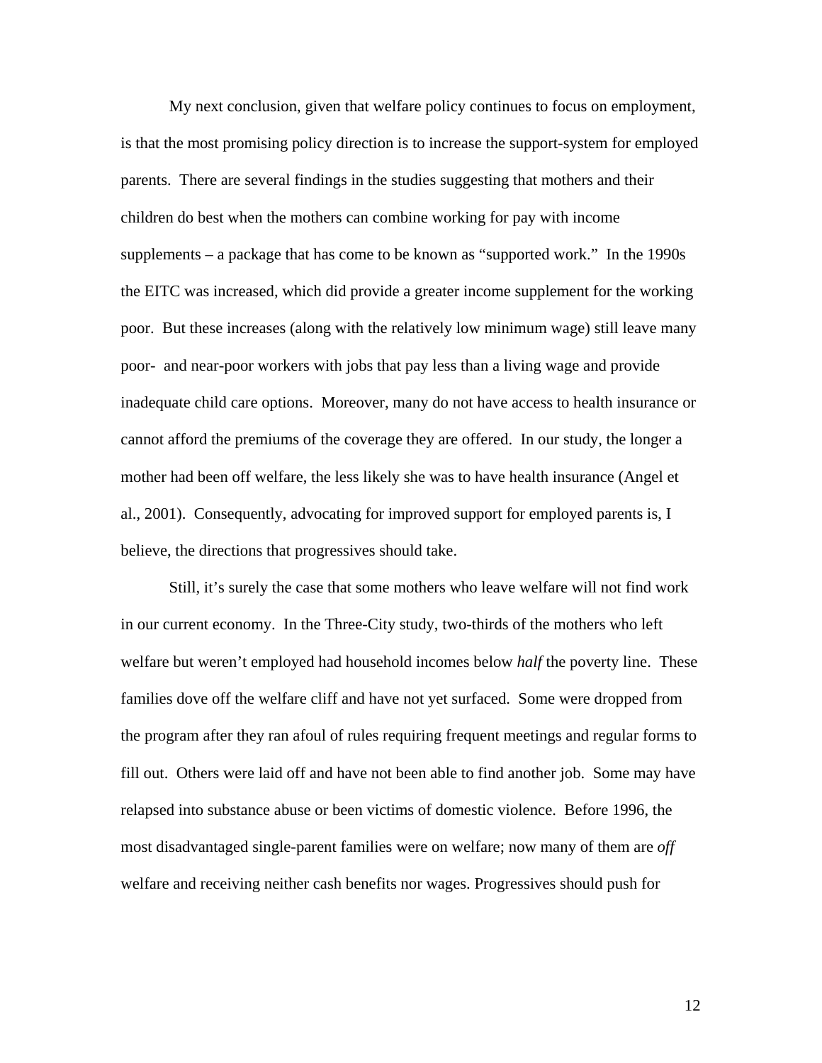My next conclusion, given that welfare policy continues to focus on employment, is that the most promising policy direction is to increase the support-system for employed parents. There are several findings in the studies suggesting that mothers and their children do best when the mothers can combine working for pay with income supplements – a package that has come to be known as "supported work." In the 1990s the EITC was increased, which did provide a greater income supplement for the working poor. But these increases (along with the relatively low minimum wage) still leave many poor- and near-poor workers with jobs that pay less than a living wage and provide inadequate child care options. Moreover, many do not have access to health insurance or cannot afford the premiums of the coverage they are offered. In our study, the longer a mother had been off welfare, the less likely she was to have health insurance (Angel et al., 2001). Consequently, advocating for improved support for employed parents is, I believe, the directions that progressives should take.

Still, it's surely the case that some mothers who leave welfare will not find work in our current economy. In the Three-City study, two-thirds of the mothers who left welfare but weren't employed had household incomes below *half* the poverty line. These families dove off the welfare cliff and have not yet surfaced. Some were dropped from the program after they ran afoul of rules requiring frequent meetings and regular forms to fill out. Others were laid off and have not been able to find another job. Some may have relapsed into substance abuse or been victims of domestic violence. Before 1996, the most disadvantaged single-parent families were on welfare; now many of them are *off* welfare and receiving neither cash benefits nor wages. Progressives should push for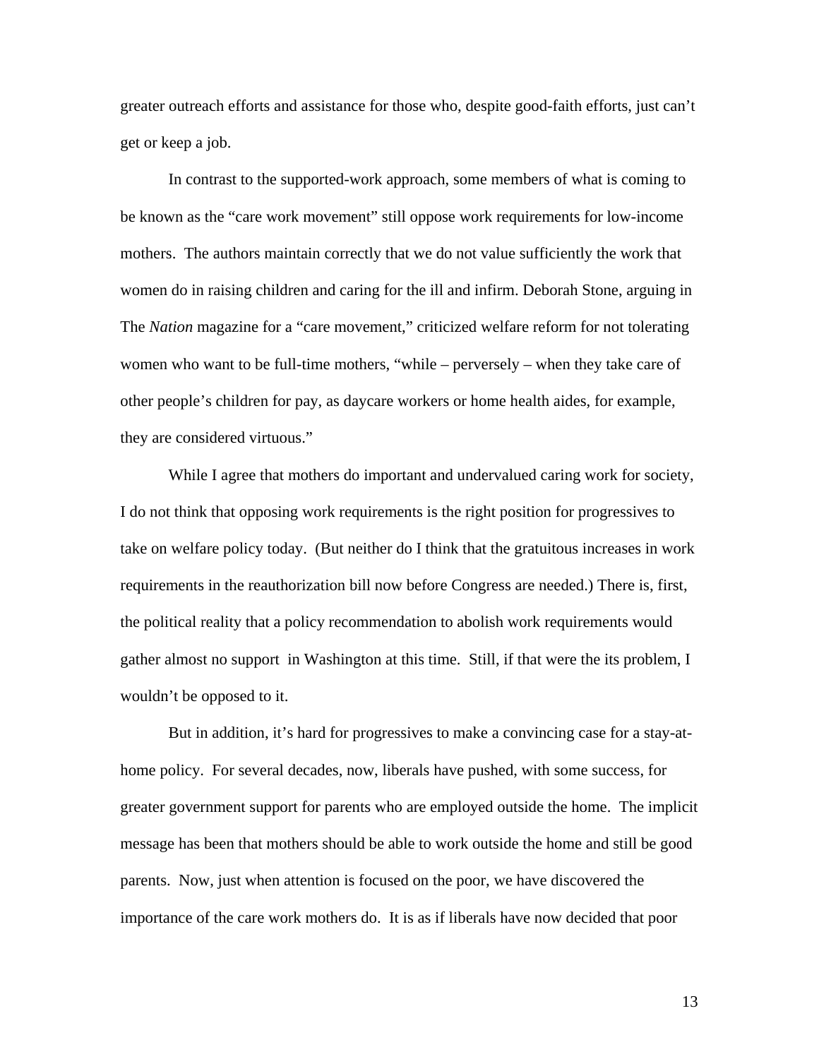greater outreach efforts and assistance for those who, despite good-faith efforts, just can't get or keep a job.

In contrast to the supported-work approach, some members of what is coming to be known as the "care work movement" still oppose work requirements for low-income mothers. The authors maintain correctly that we do not value sufficiently the work that women do in raising children and caring for the ill and infirm. Deborah Stone, arguing in The *Nation* magazine for a "care movement," criticized welfare reform for not tolerating women who want to be full-time mothers, "while – perversely – when they take care of other people's children for pay, as daycare workers or home health aides, for example, they are considered virtuous."

While I agree that mothers do important and undervalued caring work for society, I do not think that opposing work requirements is the right position for progressives to take on welfare policy today. (But neither do I think that the gratuitous increases in work requirements in the reauthorization bill now before Congress are needed.) There is, first, the political reality that a policy recommendation to abolish work requirements would gather almost no support in Washington at this time. Still, if that were the its problem, I wouldn't be opposed to it.

But in addition, it's hard for progressives to make a convincing case for a stay-at-home policy. For several decades, now, liberals have pushed, with some success, for greater government support for parents who are employed outside the home. The implicit message has been that mothers should be able to work outside the home and still be good parents. Now, just when attention is focused on the poor, we have discovered the importance of the care work mothers do. It is as if liberals have now decided that poor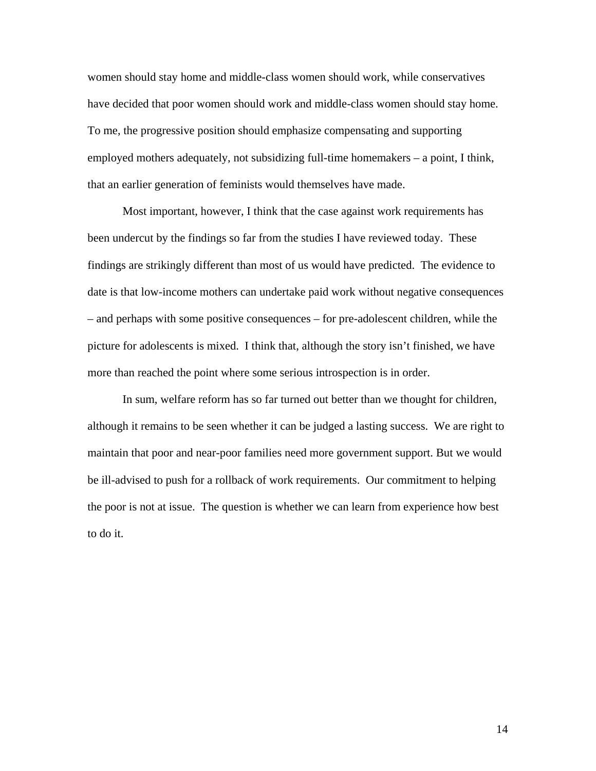women should stay home and middle-class women should work, while conservatives have decided that poor women should work and middle-class women should stay home. To me, the progressive position should emphasize compensating and supporting employed mothers adequately, not subsidizing full-time homemakers – a point, I think, that an earlier generation of feminists would themselves have made.

Most important, however, I think that the case against work requirements has been undercut by the findings so far from the studies I have reviewed today. These findings are strikingly different than most of us would have predicted. The evidence to date is that low-income mothers can undertake paid work without negative consequences – and perhaps with some positive consequences – for pre-adolescent children, while the picture for adolescents is mixed. I think that, although the story isn't finished, we have more than reached the point where some serious introspection is in order.

In sum, welfare reform has so far turned out better than we thought for children, although it remains to be seen whether it can be judged a lasting success. We are right to maintain that poor and near-poor families need more government support. But we would be ill-advised to push for a rollback of work requirements. Our commitment to helping the poor is not at issue. The question is whether we can learn from experience how best to do it.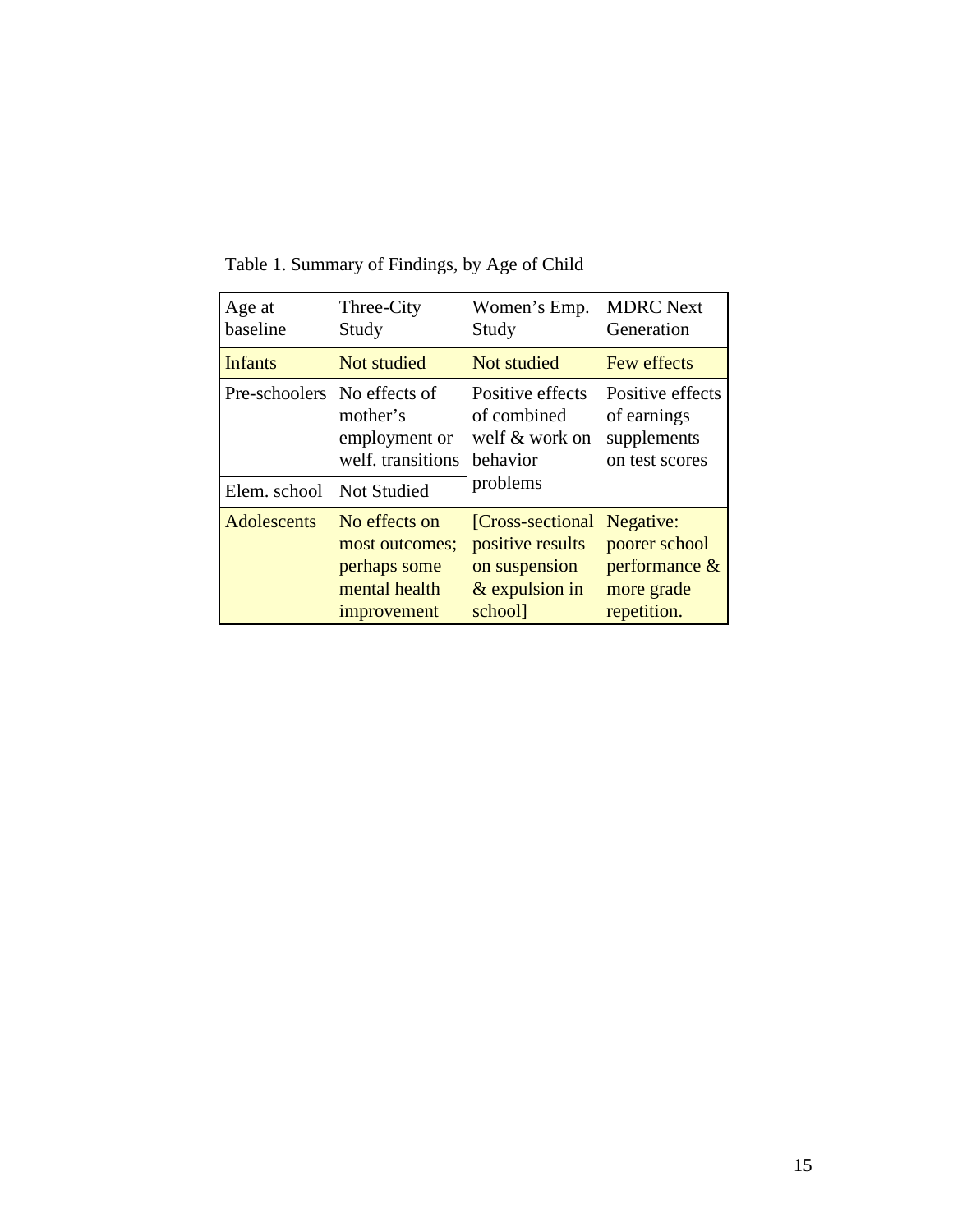Table 1. Summary of Findings, by Age of Child

| Age at baseline | Three-City Study | Women's Emp. Study | MDRC Next Generation |
|---|---|---|---|
| Infants | Not studied | Not studied | Few effects |
| Pre-schoolers | No effects of mother's employment or welf. transitions | Positive effects of combined welf & work on behavior problems | Positive effects of earnings supplements on test scores |
| Elem. school | Not Studied | | |
| Adolescents | No effects on most outcomes; perhaps some mental health improvement | [Cross-sectional positive results on suspension & expulsion in school] | Negative: poorer school performance & more grade repetition. |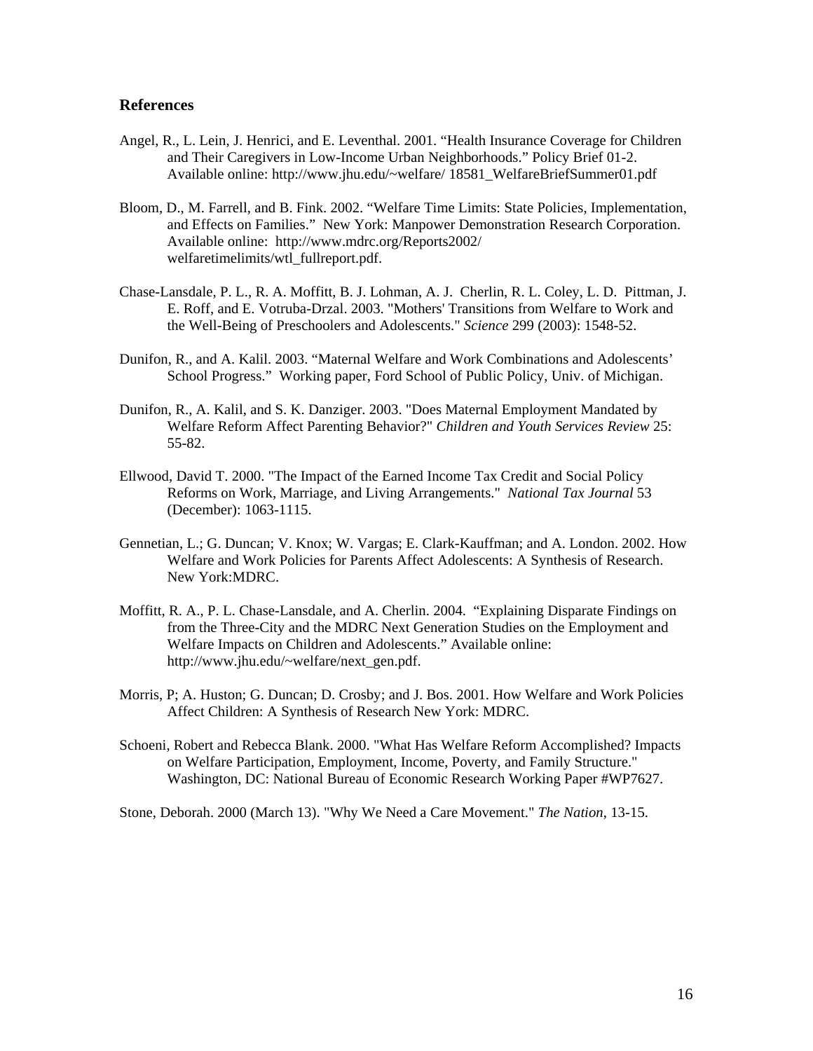## References

Angel, R., L. Lein, J. Henrici, and E. Leventhal. 2001. "Health Insurance Coverage for Children and Their Caregivers in Low-Income Urban Neighborhoods." Policy Brief 01-2. Available online: http://www.jhu.edu/~welfare/ 18581_WelfareBriefSummer01.pdf

Bloom, D., M. Farrell, and B. Fink. 2002. "Welfare Time Limits: State Policies, Implementation, and Effects on Families." New York: Manpower Demonstration Research Corporation. Available online: http://www.mdrc.org/Reports2002/ welfaretimelimits/wtl_fullreport.pdf.

Chase-Lansdale, P. L., R. A. Moffitt, B. J. Lohman, A. J. Cherlin, R. L. Coley, L. D. Pittman, J. E. Roff, and E. Votruba-Drzal. 2003. "Mothers' Transitions from Welfare to Work and the Well-Being of Preschoolers and Adolescents." *Science* 299 (2003): 1548-52.

Dunifon, R., and A. Kalil. 2003. "Maternal Welfare and Work Combinations and Adolescents' School Progress." Working paper, Ford School of Public Policy, Univ. of Michigan.

Dunifon, R., A. Kalil, and S. K. Danziger. 2003. "Does Maternal Employment Mandated by Welfare Reform Affect Parenting Behavior?" *Children and Youth Services Review* 25: 55-82.

Ellwood, David T. 2000. "The Impact of the Earned Income Tax Credit and Social Policy Reforms on Work, Marriage, and Living Arrangements." *National Tax Journal* 53 (December): 1063-1115.

Gennetian, L.; G. Duncan; V. Knox; W. Vargas; E. Clark-Kauffman; and A. London. 2002. How Welfare and Work Policies for Parents Affect Adolescents: A Synthesis of Research. New York:MDRC.

Moffitt, R. A., P. L. Chase-Lansdale, and A. Cherlin. 2004. "Explaining Disparate Findings on from the Three-City and the MDRC Next Generation Studies on the Employment and Welfare Impacts on Children and Adolescents." Available online: http://www.jhu.edu/~welfare/next_gen.pdf.

Morris, P; A. Huston; G. Duncan; D. Crosby; and J. Bos. 2001. How Welfare and Work Policies Affect Children: A Synthesis of Research New York: MDRC.

Schoeni, Robert and Rebecca Blank. 2000. "What Has Welfare Reform Accomplished? Impacts on Welfare Participation, Employment, Income, Poverty, and Family Structure." Washington, DC: National Bureau of Economic Research Working Paper #WP7627.

Stone, Deborah. 2000 (March 13). "Why We Need a Care Movement." *The Nation*, 13-15.